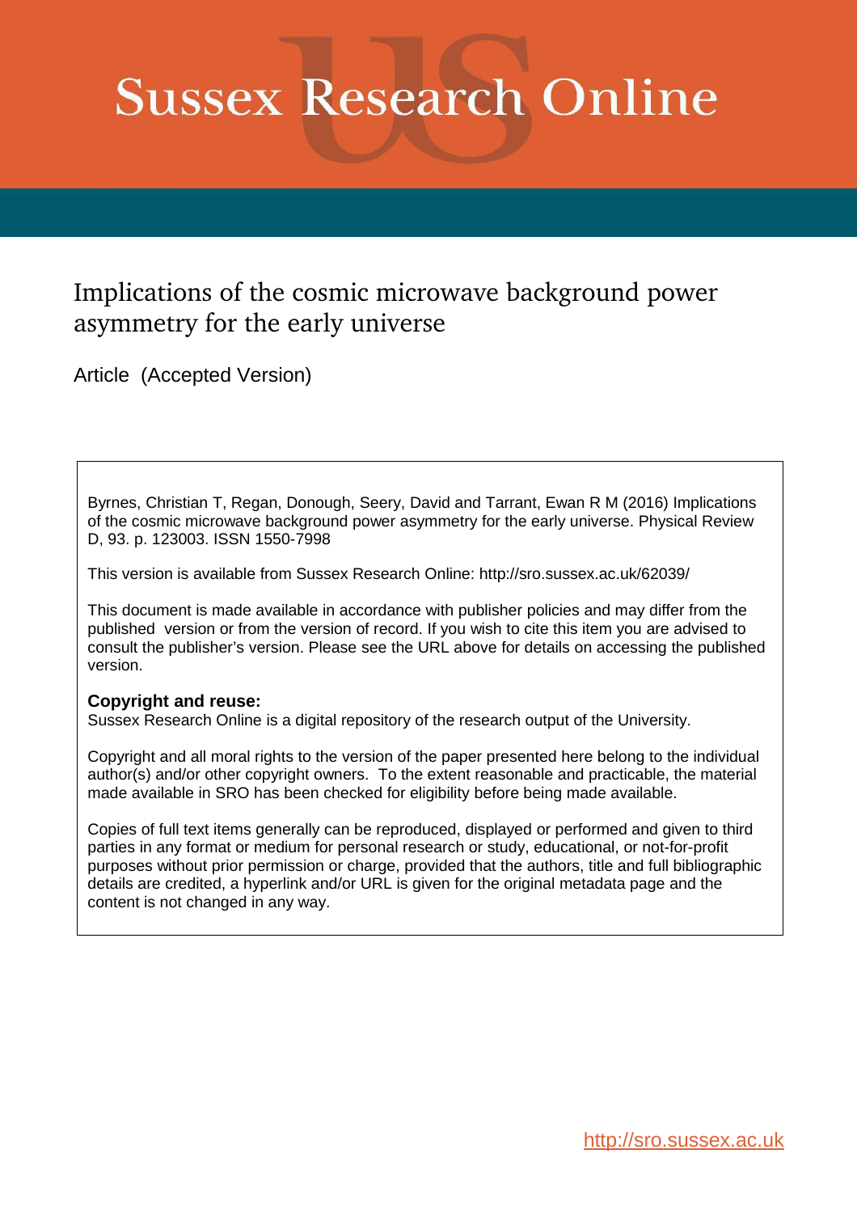# Sussex Research Online

## Implications of the cosmic microwave background power asymmetry for the early universe

Article (Accepted Version)

Byrnes, Christian T, Regan, Donough, Seery, David and Tarrant, Ewan R M (2016) Implications of the cosmic microwave background power asymmetry for the early universe. Physical Review D, 93. p. 123003. ISSN 1550-7998

This version is available from Sussex Research Online: http://sro.sussex.ac.uk/62039/

This document is made available in accordance with publisher policies and may differ from the published version or from the version of record. If you wish to cite this item you are advised to consult the publisher's version. Please see the URL above for details on accessing the published version.

**Copyright and reuse:**
Sussex Research Online is a digital repository of the research output of the University.

Copyright and all moral rights to the version of the paper presented here belong to the individual author(s) and/or other copyright owners. To the extent reasonable and practicable, the material made available in SRO has been checked for eligibility before being made available.

Copies of full text items generally can be reproduced, displayed or performed and given to third parties in any format or medium for personal research or study, educational, or not-for-profit purposes without prior permission or charge, provided that the authors, title and full bibliographic details are credited, a hyperlink and/or URL is given for the original metadata page and the content is not changed in any way.

http://sro.sussex.ac.uk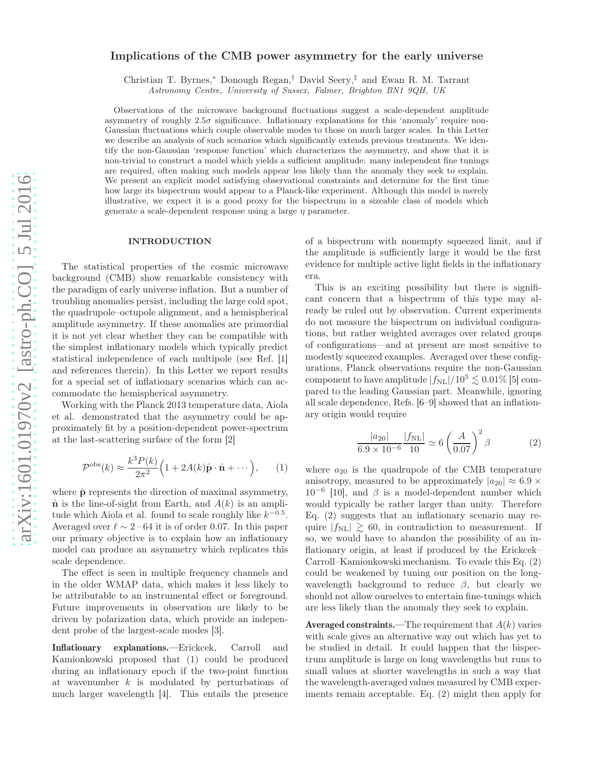# Implications of the CMB power asymmetry for the early universe

Christian T. Byrnes,* Donough Regan,† David Seery,‡ and Ewan R. M. Tarrant
*Astronomy Centre, University of Sussex, Falmer, Brighton BN1 9QH, UK*

Observations of the microwave background fluctuations suggest a scale-dependent amplitude asymmetry of roughly $2.5\sigma$ significance. Inflationary explanations for this 'anomaly' require non-Gaussian fluctuations which couple observable modes to those on much larger scales. In this Letter we describe an analysis of such scenarios which significantly extends previous treatments. We identify the non-Gaussian 'response function' which characterizes the asymmetry, and show that it is non-trivial to construct a model which yields a sufficient amplitude: many independent fine tunings are required, often making such models appear less likely than the anomaly they seek to explain. We present an explicit model satisfying observational constraints and determine for the first time how large its bispectrum would appear to a Planck-like experiment. Although this model is merely illustrative, we expect it is a good proxy for the bispectrum in a sizeable class of models which generate a scale-dependent response using a large $\eta$ parameter.

## INTRODUCTION

The statistical properties of the cosmic microwave background (CMB) show remarkable consistency with the paradigm of early universe inflation. But a number of troubling anomalies persist, including the large cold spot, the quadrupole–octupole alignment, and a hemispherical amplitude asymmetry. If these anomalies are primordial it is not yet clear whether they can be compatible with the simplest inflationary models which typically predict statistical independence of each multipole (see Ref. [1] and references therein). In this Letter we report results for a special set of inflationary scenarios which can accommodate the hemispherical asymmetry.

Working with the Planck 2013 temperature data, Aiola et al. demonstrated that the asymmetry could be approximately fit by a position-dependent power-spectrum at the last-scattering surface of the form [2]

$$\mathcal{P}^{\text{obs}}(k) \approx \frac{k^3 P(k)}{2\pi^2}\Big(1 + 2A(k)\hat{\mathbf{p}}\cdot\hat{\mathbf{n}} + \cdots\Big), \tag{1}$$

where $\hat{\mathbf{p}}$ represents the direction of maximal asymmetry, $\hat{\mathbf{n}}$ is the line-of-sight from Earth, and $A(k)$ is an amplitude which Aiola et al. found to scale roughly like $k^{-0.5}$. Averaged over $\ell \sim 2-64$ it is of order 0.07. In this paper our primary objective is to explain how an inflationary model can produce an asymmetry which replicates this scale dependence.

The effect is seen in multiple frequency channels and in the older WMAP data, which makes it less likely to be attributable to an instrumental effect or foreground. Future improvements in observation are likely to be driven by polarization data, which provide an independent probe of the largest-scale modes [3].

**Inflationary explanations.**—Erickcek, Carroll and Kamionkowski proposed that (1) could be produced during an inflationary epoch if the two-point function at wavenumber $k$ is modulated by perturbations of much larger wavelength [4]. This entails the presence of a bispectrum with nonempty squeezed limit, and if the amplitude is sufficiently large it would be the first evidence for multiple active light fields in the inflationary era.

This is an exciting possibility but there is significant concern that a bispectrum of this type may already be ruled out by observation. Current experiments do not measure the bispectrum on individual configurations, but rather weighted averages over related groups of configurations—and at present are most sensitive to modestly squeezed examples. Averaged over these configurations, Planck observations require the non-Gaussian component to have amplitude $|f_{\text{NL}}|/10^5 \lesssim 0.01\%$ [5] compared to the leading Gaussian part. Meanwhile, ignoring all scale dependence, Refs. [6–9] showed that an inflationary origin would require

$$\frac{|a_{20}|}{6.9\times 10^{-6}}\frac{|f_{\text{NL}}|}{10} \simeq 6\left(\frac{A}{0.07}\right)^2 \beta \tag{2}$$

where $a_{20}$ is the quadrupole of the CMB temperature anisotropy, measured to be approximately $|a_{20}| \approx 6.9 \times 10^{-6}$ [10], and $\beta$ is a model-dependent number which would typically be rather larger than unity. Therefore Eq. (2) suggests that an inflationary scenario may require $|f_{\text{NL}}| \gtrsim 60$, in contradiction to measurement. If so, we would have to abandon the possibility of an inflationary origin, at least if produced by the Erickcek–Carroll–Kamionkowski mechanism. To evade this Eq. (2) could be weakened by tuning our position on the long-wavelength background to reduce $\beta$, but clearly we should not allow ourselves to entertain fine-tunings which are less likely than the anomaly they seek to explain.

**Averaged constraints.**—The requirement that $A(k)$ varies with scale gives an alternative way out which has yet to be studied in detail. It could happen that the bispectrum amplitude is large on long wavelengths but runs to small values at shorter wavelengths in such a way that the wavelength-averaged values measured by CMB experiments remain acceptable. Eq. (2) might then apply for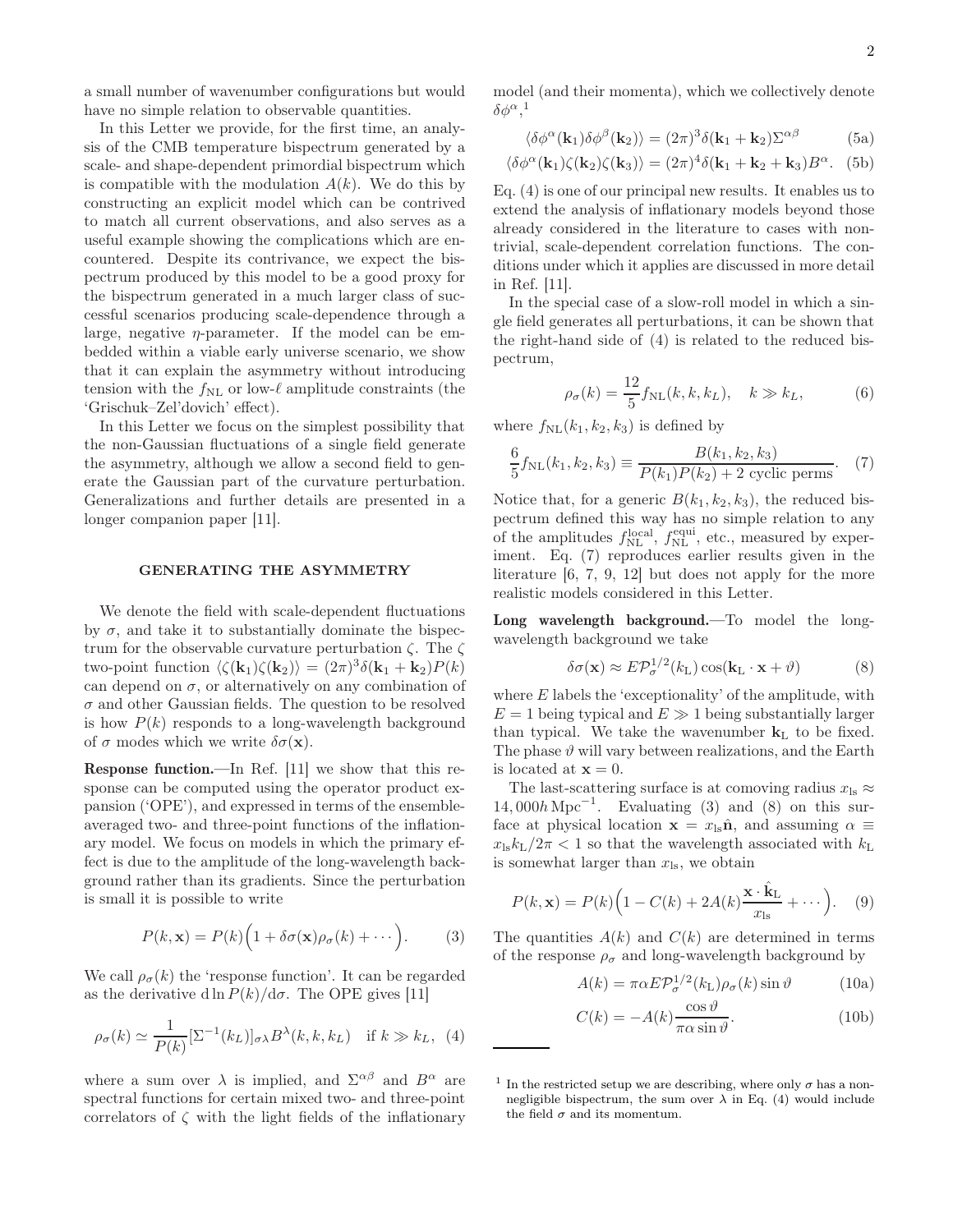a small number of wavenumber configurations but would have no simple relation to observable quantities.

In this Letter we provide, for the first time, an analysis of the CMB temperature bispectrum generated by a scale- and shape-dependent primordial bispectrum which is compatible with the modulation $A(k)$. We do this by constructing an explicit model which can be contrived to match all current observations, and also serves as a useful example showing the complications which are encountered. Despite its contrivance, we expect the bispectrum produced by this model to be a good proxy for the bispectrum generated in a much larger class of successful scenarios producing scale-dependence through a large, negative $\eta$-parameter. If the model can be embedded within a viable early universe scenario, we show that it can explain the asymmetry without introducing tension with the $f_{\mathrm{NL}}$ or low-$\ell$ amplitude constraints (the 'Grischuk–Zel'dovich' effect).

In this Letter we focus on the simplest possibility that the non-Gaussian fluctuations of a single field generate the asymmetry, although we allow a second field to generate the Gaussian part of the curvature perturbation. Generalizations and further details are presented in a longer companion paper [11].

## GENERATING THE ASYMMETRY

We denote the field with scale-dependent fluctuations by $\sigma$, and take it to substantially dominate the bispectrum for the observable curvature perturbation $\zeta$. The $\zeta$ two-point function $\langle\zeta(\mathbf{k}_1)\zeta(\mathbf{k}_2)\rangle = (2\pi)^3\delta(\mathbf{k}_1+\mathbf{k}_2)P(k)$ can depend on $\sigma$, or alternatively on any combination of $\sigma$ and other Gaussian fields. The question to be resolved is how $P(k)$ responds to a long-wavelength background of $\sigma$ modes which we write $\delta\sigma(\mathbf{x})$.

**Response function.**—In Ref. [11] we show that this response can be computed using the operator product expansion ('OPE'), and expressed in terms of the ensemble-averaged two- and three-point functions of the inflationary model. We focus on models in which the primary effect is due to the amplitude of the long-wavelength background rather than its gradients. Since the perturbation is small it is possible to write

$$P(k,\mathbf{x}) = P(k)\Big(1 + \delta\sigma(\mathbf{x})\rho_\sigma(k) + \cdots\Big). \qquad (3)$$

We call $\rho_\sigma(k)$ the 'response function'. It can be regarded as the derivative $\mathrm{d}\ln P(k)/\mathrm{d}\sigma$. The OPE gives [11]

$$\rho_\sigma(k) \simeq \frac{1}{P(k)}[\Sigma^{-1}(k_L)]_{\sigma\lambda}B^\lambda(k,k,k_L) \quad \text{if } k \gg k_L, \qquad (4)$$

where a sum over $\lambda$ is implied, and $\Sigma^{\alpha\beta}$ and $B^\alpha$ are spectral functions for certain mixed two- and three-point correlators of $\zeta$ with the light fields of the inflationary model (and their momenta), which we collectively denote $\delta\phi^\alpha$,[1]

$$\langle\delta\phi^\alpha(\mathbf{k}_1)\delta\phi^\beta(\mathbf{k}_2)\rangle = (2\pi)^3\delta(\mathbf{k}_1+\mathbf{k}_2)\Sigma^{\alpha\beta} \qquad (5a)$$

$$\langle\delta\phi^\alpha(\mathbf{k}_1)\zeta(\mathbf{k}_2)\zeta(\mathbf{k}_3)\rangle = (2\pi)^4\delta(\mathbf{k}_1+\mathbf{k}_2+\mathbf{k}_3)B^\alpha. \qquad (5b)$$

Eq. (4) is one of our principal new results. It enables us to extend the analysis of inflationary models beyond those already considered in the literature to cases with nontrivial, scale-dependent correlation functions. The conditions under which it applies are discussed in more detail in Ref. [11].

In the special case of a slow-roll model in which a single field generates all perturbations, it can be shown that the right-hand side of (4) is related to the reduced bispectrum,

$$\rho_\sigma(k) = \frac{12}{5}f_{\mathrm{NL}}(k,k,k_L), \quad k \gg k_L, \qquad (6)$$

where $f_{\mathrm{NL}}(k_1,k_2,k_3)$ is defined by

$$\frac{6}{5}f_{\mathrm{NL}}(k_1,k_2,k_3) \equiv \frac{B(k_1,k_2,k_3)}{P(k_1)P(k_2) + 2\text{ cyclic perms}}. \qquad (7)$$

Notice that, for a generic $B(k_1,k_2,k_3)$, the reduced bispectrum defined this way has no simple relation to any of the amplitudes $f_{\mathrm{NL}}^{\mathrm{local}}$, $f_{\mathrm{NL}}^{\mathrm{equi}}$, etc., measured by experiment. Eq. (7) reproduces earlier results given in the literature [6, 7, 9, 12] but does not apply for the more realistic models considered in this Letter.

**Long wavelength background.**—To model the long-wavelength background we take

$$\delta\sigma(\mathbf{x}) \approx E\mathcal{P}_\sigma^{1/2}(k_{\mathrm{L}})\cos(\mathbf{k}_{\mathrm{L}}\cdot\mathbf{x}+\vartheta) \qquad (8)$$

where $E$ labels the 'exceptionality' of the amplitude, with $E=1$ being typical and $E \gg 1$ being substantially larger than typical. We take the wavenumber $\mathbf{k}_{\mathrm{L}}$ to be fixed. The phase $\vartheta$ will vary between realizations, and the Earth is located at $\mathbf{x}=0$.

The last-scattering surface is at comoving radius $x_{\mathrm{ls}} \approx 14{,}000h\,\mathrm{Mpc}^{-1}$. Evaluating (3) and (8) on this surface at physical location $\mathbf{x} = x_{\mathrm{ls}}\hat{\mathbf{n}}$, and assuming $\alpha \equiv x_{\mathrm{ls}}k_{\mathrm{L}}/2\pi < 1$ so that the wavelength associated with $k_{\mathrm{L}}$ is somewhat larger than $x_{\mathrm{ls}}$, we obtain

$$P(k,\mathbf{x}) = P(k)\Big(1 - C(k) + 2A(k)\frac{\mathbf{x}\cdot\hat{\mathbf{k}}_{\mathrm{L}}}{x_{\mathrm{ls}}} + \cdots\Big). \qquad (9)$$

The quantities $A(k)$ and $C(k)$ are determined in terms of the response $\rho_\sigma$ and long-wavelength background by

$$A(k) = \pi\alpha E\mathcal{P}_\sigma^{1/2}(k_{\mathrm{L}})\rho_\sigma(k)\sin\vartheta \qquad (10a)$$

$$C(k) = -A(k)\frac{\cos\vartheta}{\pi\alpha\sin\vartheta}. \qquad (10b)$$

[1] In the restricted setup we are describing, where only $\sigma$ has a non-negligible bispectrum, the sum over $\lambda$ in Eq. (4) would include the field $\sigma$ and its momentum.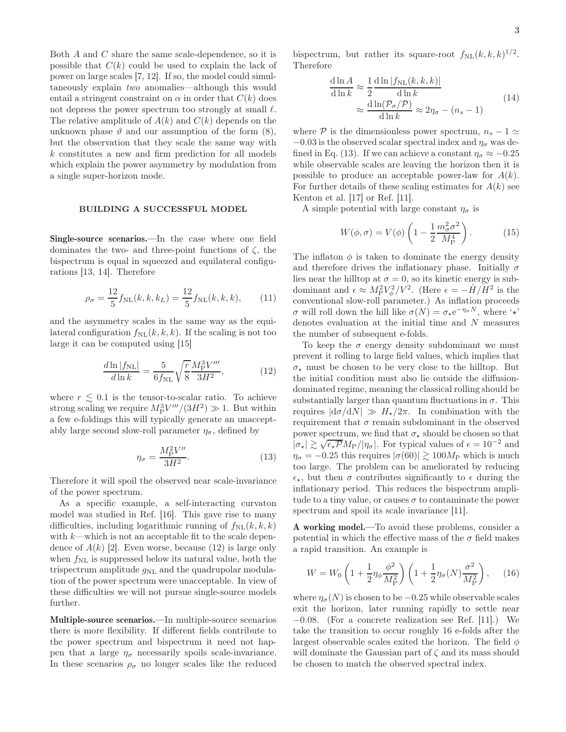Both $A$ and $C$ share the same scale-dependence, so it is possible that $C(k)$ could be used to explain the lack of power on large scales [7, 12]. If so, the model could simultaneously explain *two* anomalies—although this would entail a stringent constraint on $\alpha$ in order that $C(k)$ does not depress the power spectrum too strongly at small $\ell$. The relative amplitude of $A(k)$ and $C(k)$ depends on the unknown phase $\vartheta$ and our assumption of the form (8), but the observation that they scale the same way with $k$ constitutes a new and firm prediction for all models which explain the power asymmetry by modulation from a single super-horizon mode.

## BUILDING A SUCCESSFUL MODEL

**Single-source scenarios.**—In the case where one field dominates the two- and three-point functions of $\zeta$, the bispectrum is equal in squeezed and equilateral configurations [13, 14]. Therefore

$$\rho_\sigma = \frac{12}{5} f_{\rm NL}(k, k, k_L) = \frac{12}{5} f_{\rm NL}(k, k, k), \qquad (11)$$

and the asymmetry scales in the same way as the equilateral configuration $f_{\rm NL}(k, k, k)$. If the scaling is not too large it can be computed using [15]

$$\frac{d \ln |f_{\rm NL}|}{d \ln k} = \frac{5}{6 f_{\rm NL}} \sqrt{\frac{r}{8}} \frac{M_{\rm P}^3 V'''}{3H^2}, \qquad (12)$$

where $r \lesssim 0.1$ is the tensor-to-scalar ratio. To achieve strong scaling we require $M_{\rm P}^3 V'''/(3H^2) \gg 1$. But within a few e-foldings this will typically generate an unacceptably large second slow-roll parameter $\eta_\sigma$, defined by

$$\eta_\sigma = \frac{M_{\rm P}^2 V''}{3H^2}. \qquad (13)$$

Therefore it will spoil the observed near scale-invariance of the power spectrum.

As a specific example, a self-interacting curvaton model was studied in Ref. [16]. This gave rise to many difficulties, including logarithmic running of $f_{\rm NL}(k, k, k)$ with $k$—which is not an acceptable fit to the scale dependence of $A(k)$ [2]. Even worse, because (12) is large only when $f_{\rm NL}$ is suppressed below its natural value, both the trispectrum amplitude $g_{\rm NL}$ and the quadrupolar modulation of the power spectrum were unacceptable. In view of these difficulties we will not pursue single-source models further.

**Multiple-source scenarios.**—In multiple-source scenarios there is more flexibility. If different fields contribute to the power spectrum and bispectrum it need not happen that a large $\eta_\sigma$ necessarily spoils scale-invariance. In these scenarios $\rho_\sigma$ no longer scales like the reduced bispectrum, but rather its square-root $f_{\rm NL}(k, k, k)^{1/2}$. Therefore

$$\begin{aligned} \frac{{\rm d} \ln A}{{\rm d} \ln k} &\approx \frac{1}{2} \frac{{\rm d} \ln |f_{\rm NL}(k, k, k)|}{{\rm d} \ln k} \\ &\approx \frac{{\rm d} \ln (\mathcal{P}_\sigma/\mathcal{P})}{{\rm d} \ln k} \approx 2\eta_\sigma - (n_s - 1) \end{aligned} \qquad (14)$$

where $\mathcal{P}$ is the dimensionless power spectrum, $n_s - 1 \simeq -0.03$ is the observed scalar spectral index and $\eta_\sigma$ was defined in Eq. (13). If we can achieve a constant $\eta_\sigma \approx -0.25$ while observable scales are leaving the horizon then it is possible to produce an acceptable power-law for $A(k)$. For further details of these scaling estimates for $A(k)$ see Kenton et al. [17] or Ref. [11].

A simple potential with large constant $\eta_\sigma$ is

$$W(\phi, \sigma) = V(\phi) \left( 1 - \frac{1}{2} \frac{m_\sigma^2 \sigma^2}{M_{\rm P}^4} \right). \qquad (15)$$

The inflaton $\phi$ is taken to dominate the energy density and therefore drives the inflationary phase. Initially $\sigma$ lies near the hilltop at $\sigma = 0$, so its kinetic energy is subdominant and $\epsilon \approx M_{\rm P}^2 V_\phi^2/V^2$. (Here $\epsilon = -\dot{H}/H^2$ is the conventional slow-roll parameter.) As inflation proceeds $\sigma$ will roll down the hill like $\sigma(N) = \sigma_\star {\rm e}^{-\eta_\sigma N}$, where '$\star$' denotes evaluation at the initial time and $N$ measures the number of subsequent e-folds.

To keep the $\sigma$ energy density subdominant we must prevent it rolling to large field values, which implies that $\sigma_\star$ must be chosen to be very close to the hilltop. But the initial condition must also lie outside the diffusion-dominated regime, meaning the classical rolling should be substantially larger than quantum fluctuations in $\sigma$. This requires $|{\rm d}\sigma/{\rm d}N| \gg H_\star/2\pi$. In combination with the requirement that $\sigma$ remain subdominant in the observed power spectrum, we find that $\sigma_\star$ should be chosen so that $|\sigma_\star| \gtrsim \sqrt{\epsilon_\star \mathcal{P}} M_{\rm P}/|\eta_\sigma|$. For typical values of $\epsilon = 10^{-2}$ and $\eta_\sigma = -0.25$ this requires $|\sigma(60)| \gtrsim 100 M_{\rm P}$ which is much too large. The problem can be ameliorated by reducing $\epsilon_\star$, but then $\sigma$ contributes significantly to $\epsilon$ during the inflationary period. This reduces the bispectrum amplitude to a tiny value, or causes $\sigma$ to contaminate the power spectrum and spoil its scale invariance [11].

**A working model.**—To avoid these problems, consider a potential in which the effective mass of the $\sigma$ field makes a rapid transition. An example is

$$W = W_0 \left( 1 + \frac{1}{2} \eta_\phi \frac{\phi^2}{M_{\rm P}^2} \right) \left( 1 + \frac{1}{2} \eta_\sigma(N) \frac{\sigma^2}{M_{\rm P}^2} \right), \qquad (16)$$

where $\eta_\sigma(N)$ is chosen to be $-0.25$ while observable scales exit the horizon, later running rapidly to settle near $-0.08$. (For a concrete realization see Ref. [11].) We take the transition to occur roughly 16 e-folds after the largest observable scales exited the horizon. The field $\phi$ will dominate the Gaussian part of $\zeta$ and its mass should be chosen to match the observed spectral index.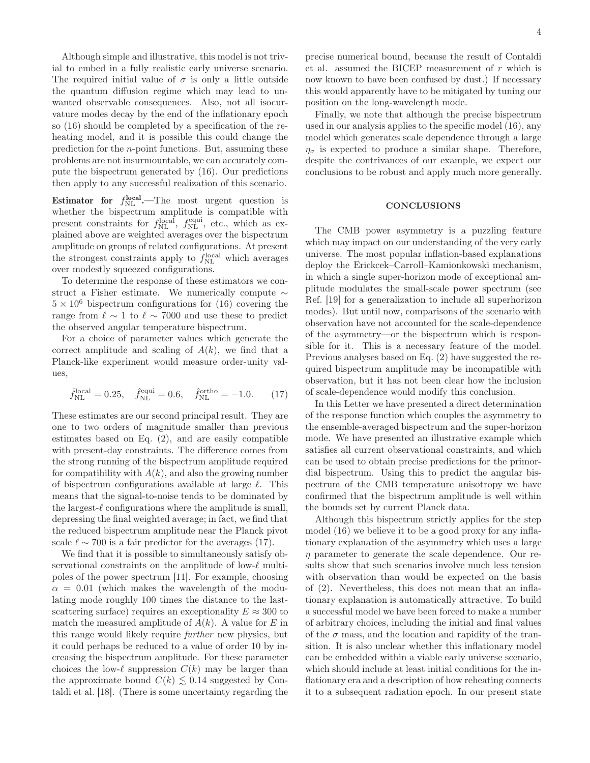Although simple and illustrative, this model is not trivial to embed in a fully realistic early universe scenario. The required initial value of $\sigma$ is only a little outside the quantum diffusion regime which may lead to unwanted observable consequences. Also, not all isocurvature modes decay by the end of the inflationary epoch so (16) should be completed by a specification of the reheating model, and it is possible this could change the prediction for the $n$-point functions. But, assuming these problems are not insurmountable, we can accurately compute the bispectrum generated by (16). Our predictions then apply to any successful realization of this scenario.

**Estimator for $f_{\mathrm{NL}}^{\mathrm{local}}$.**—The most urgent question is whether the bispectrum amplitude is compatible with present constraints for $f_{\mathrm{NL}}^{\mathrm{local}}$, $f_{\mathrm{NL}}^{\mathrm{equi}}$, etc., which as explained above are weighted averages over the bispectrum amplitude on groups of related configurations. At present the strongest constraints apply to $f_{\mathrm{NL}}^{\mathrm{local}}$ which averages over modestly squeezed configurations.

To determine the response of these estimators we construct a Fisher estimate. We numerically compute $\sim 5 \times 10^6$ bispectrum configurations for (16) covering the range from $\ell \sim 1$ to $\ell \sim 7000$ and use these to predict the observed angular temperature bispectrum.

For a choice of parameter values which generate the correct amplitude and scaling of $A(k)$, we find that a Planck-like experiment would measure order-unity values,

$$\hat{f}_{\mathrm{NL}}^{\mathrm{local}} = 0.25, \quad \hat{f}_{\mathrm{NL}}^{\mathrm{equi}} = 0.6, \quad \hat{f}_{\mathrm{NL}}^{\mathrm{ortho}} = -1.0. \tag{17}$$

These estimates are our second principal result. They are one to two orders of magnitude smaller than previous estimates based on Eq. (2), and are easily compatible with present-day constraints. The difference comes from the strong running of the bispectrum amplitude required for compatibility with $A(k)$, and also the growing number of bispectrum configurations available at large $\ell$. This means that the signal-to-noise tends to be dominated by the largest-$\ell$ configurations where the amplitude is small, depressing the final weighted average; in fact, we find that the reduced bispectrum amplitude near the Planck pivot scale $\ell \sim 700$ is a fair predictor for the averages (17).

We find that it is possible to simultaneously satisfy observational constraints on the amplitude of low-$\ell$ multipoles of the power spectrum [11]. For example, choosing $\alpha = 0.01$ (which makes the wavelength of the modulating mode roughly 100 times the distance to the last-scattering surface) requires an exceptionality $E \approx 300$ to match the measured amplitude of $A(k)$. A value for $E$ in this range would likely require *further* new physics, but it could perhaps be reduced to a value of order 10 by increasing the bispectrum amplitude. For these parameter choices the low-$\ell$ suppression $C(k)$ may be larger than the approximate bound $C(k) \lesssim 0.14$ suggested by Contaldi et al. [18]. (There is some uncertainty regarding the precise numerical bound, because the result of Contaldi et al. assumed the BICEP measurement of $r$ which is now known to have been confused by dust.) If necessary this would apparently have to be mitigated by tuning our position on the long-wavelength mode.

Finally, we note that although the precise bispectrum used in our analysis applies to the specific model (16), any model which generates scale dependence through a large $\eta_\sigma$ is expected to produce a similar shape. Therefore, despite the contrivances of our example, we expect our conclusions to be robust and apply much more generally.

## CONCLUSIONS

The CMB power asymmetry is a puzzling feature which may impact on our understanding of the very early universe. The most popular inflation-based explanations deploy the Erickcek–Carroll–Kamionkowski mechanism, in which a single super-horizon mode of exceptional amplitude modulates the small-scale power spectrum (see Ref. [19] for a generalization to include all superhorizon modes). But until now, comparisons of the scenario with observation have not accounted for the scale-dependence of the asymmetry—or the bispectrum which is responsible for it. This is a necessary feature of the model. Previous analyses based on Eq. (2) have suggested the required bispectrum amplitude may be incompatible with observation, but it has not been clear how the inclusion of scale-dependence would modify this conclusion.

In this Letter we have presented a direct determination of the response function which couples the asymmetry to the ensemble-averaged bispectrum and the super-horizon mode. We have presented an illustrative example which satisfies all current observational constraints, and which can be used to obtain precise predictions for the primordial bispectrum. Using this to predict the angular bispectrum of the CMB temperature anisotropy we have confirmed that the bispectrum amplitude is well within the bounds set by current Planck data.

Although this bispectrum strictly applies for the step model (16) we believe it to be a good proxy for any inflationary explanation of the asymmetry which uses a large $\eta$ parameter to generate the scale dependence. Our results show that such scenarios involve much less tension with observation than would be expected on the basis of (2). Nevertheless, this does not mean that an inflationary explanation is automatically attractive. To build a successful model we have been forced to make a number of arbitrary choices, including the initial and final values of the $\sigma$ mass, and the location and rapidity of the transition. It is also unclear whether this inflationary model can be embedded within a viable early universe scenario, which should include at least initial conditions for the inflationary era and a description of how reheating connects it to a subsequent radiation epoch. In our present state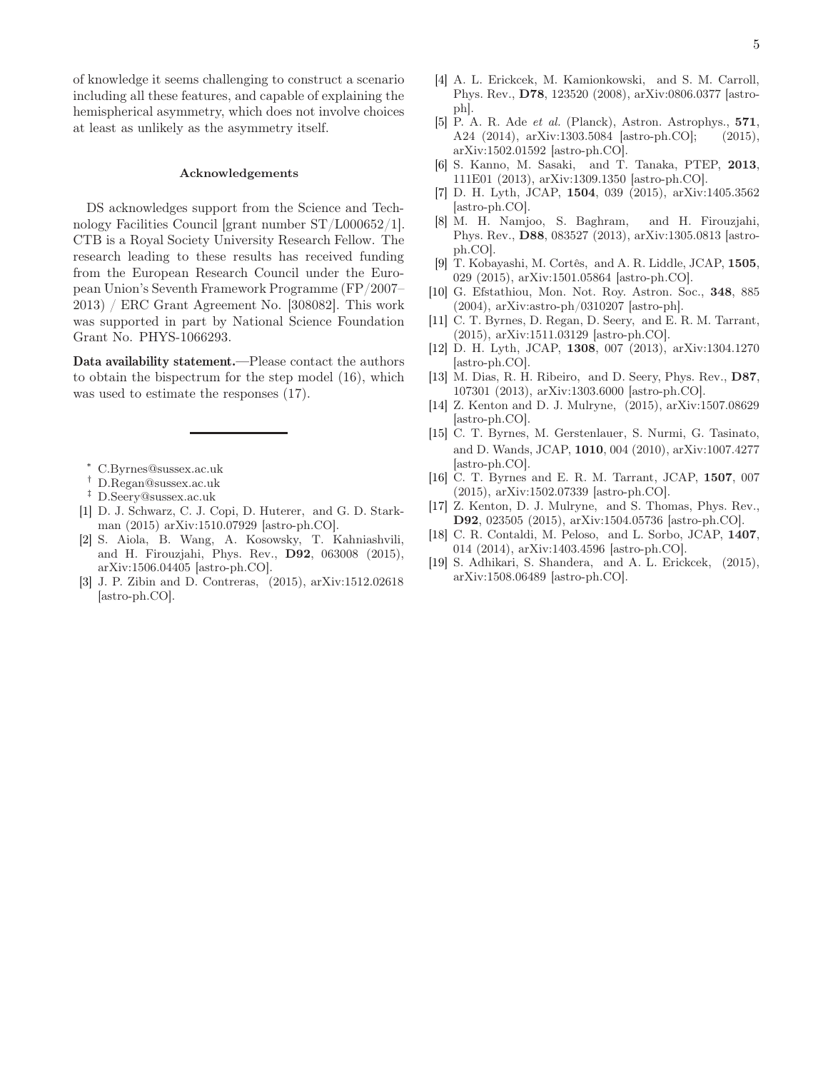of knowledge it seems challenging to construct a scenario including all these features, and capable of explaining the hemispherical asymmetry, which does not involve choices at least as unlikely as the asymmetry itself.

#### Acknowledgements

DS acknowledges support from the Science and Technology Facilities Council [grant number ST/L000652/1]. CTB is a Royal Society University Research Fellow. The research leading to these results has received funding from the European Research Council under the European Union's Seventh Framework Programme (FP/2007–2013) / ERC Grant Agreement No. [308082]. This work was supported in part by National Science Foundation Grant No. PHYS-1066293.

**Data availability statement.**—Please contact the authors to obtain the bispectrum for the step model (16), which was used to estimate the responses (17).

---

\* C.Byrnes@sussex.ac.uk
† D.Regan@sussex.ac.uk
‡ D.Seery@sussex.ac.uk

[1] D. J. Schwarz, C. J. Copi, D. Huterer, and G. D. Starkman (2015) arXiv:1510.07929 [astro-ph.CO].
[2] S. Aiola, B. Wang, A. Kosowsky, T. Kahniashvili, and H. Firouzjahi, Phys. Rev., **D92**, 063008 (2015), arXiv:1506.04405 [astro-ph.CO].
[3] J. P. Zibin and D. Contreras, (2015), arXiv:1512.02618 [astro-ph.CO].
[4] A. L. Erickcek, M. Kamionkowski, and S. M. Carroll, Phys. Rev., **D78**, 123520 (2008), arXiv:0806.0377 [astro-ph].
[5] P. A. R. Ade *et al.* (Planck), Astron. Astrophys., **571**, A24 (2014), arXiv:1303.5084 [astro-ph.CO]; (2015), arXiv:1502.01592 [astro-ph.CO].
[6] S. Kanno, M. Sasaki, and T. Tanaka, PTEP, **2013**, 111E01 (2013), arXiv:1309.1350 [astro-ph.CO].
[7] D. H. Lyth, JCAP, **1504**, 039 (2015), arXiv:1405.3562 [astro-ph.CO].
[8] M. H. Namjoo, S. Baghram, and H. Firouzjahi, Phys. Rev., **D88**, 083527 (2013), arXiv:1305.0813 [astro-ph.CO].
[9] T. Kobayashi, M. Cortês, and A. R. Liddle, JCAP, **1505**, 029 (2015), arXiv:1501.05864 [astro-ph.CO].
[10] G. Efstathiou, Mon. Not. Roy. Astron. Soc., **348**, 885 (2004), arXiv:astro-ph/0310207 [astro-ph].
[11] C. T. Byrnes, D. Regan, D. Seery, and E. R. M. Tarrant, (2015), arXiv:1511.03129 [astro-ph.CO].
[12] D. H. Lyth, JCAP, **1308**, 007 (2013), arXiv:1304.1270 [astro-ph.CO].
[13] M. Dias, R. H. Ribeiro, and D. Seery, Phys. Rev., **D87**, 107301 (2013), arXiv:1303.6000 [astro-ph.CO].
[14] Z. Kenton and D. J. Mulryne, (2015), arXiv:1507.08629 [astro-ph.CO].
[15] C. T. Byrnes, M. Gerstenlauer, S. Nurmi, G. Tasinato, and D. Wands, JCAP, **1010**, 004 (2010), arXiv:1007.4277 [astro-ph.CO].
[16] C. T. Byrnes and E. R. M. Tarrant, JCAP, **1507**, 007 (2015), arXiv:1502.07339 [astro-ph.CO].
[17] Z. Kenton, D. J. Mulryne, and S. Thomas, Phys. Rev., **D92**, 023505 (2015), arXiv:1504.05736 [astro-ph.CO].
[18] C. R. Contaldi, M. Peloso, and L. Sorbo, JCAP, **1407**, 014 (2014), arXiv:1403.4596 [astro-ph.CO].
[19] S. Adhikari, S. Shandera, and A. L. Erickcek, (2015), arXiv:1508.06489 [astro-ph.CO].